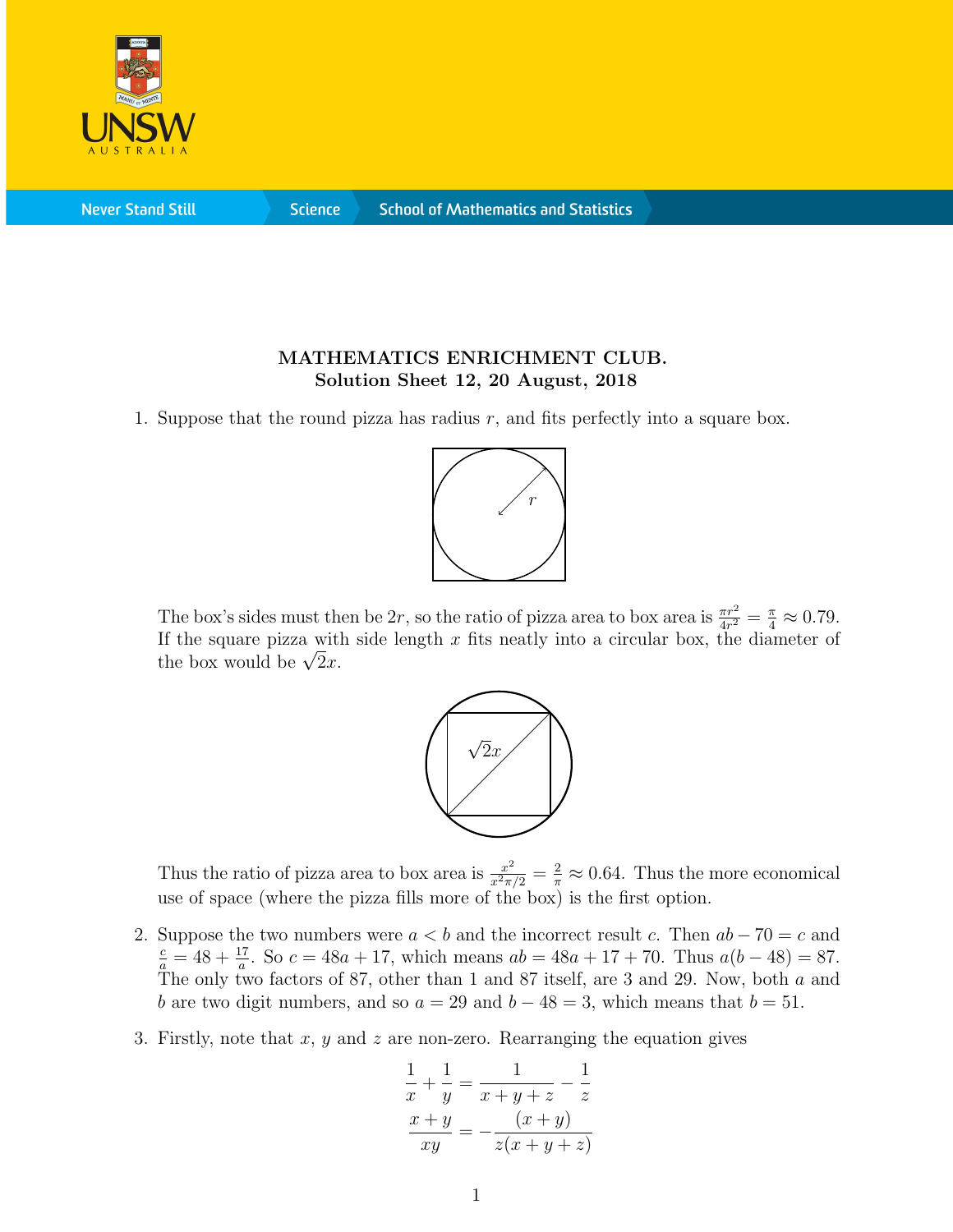**MATHEMATICS ENRICHMENT CLUB.**
**Solution Sheet 12, 20 August, 2018**

1. Suppose that the round pizza has radius $r$, and fits perfectly into a square box.

   The box's sides must then be $2r$, so the ratio of pizza area to box area is $\frac{\pi r^2}{4r^2} = \frac{\pi}{4} \approx 0.79$. If the square pizza with side length $x$ fits neatly into a circular box, the diameter of the box would be $\sqrt{2}x$.

   Thus the ratio of pizza area to box area is $\frac{x^2}{x^2\pi/2} = \frac{2}{\pi} \approx 0.64$. Thus the more economical use of space (where the pizza fills more of the box) is the first option.

2. Suppose the two numbers were $a < b$ and the incorrect result $c$. Then $ab - 70 = c$ and $\frac{c}{a} = 48 + \frac{17}{a}$. So $c = 48a + 17$, which means $ab = 48a + 17 + 70$. Thus $a(b - 48) = 87$. The only two factors of 87, other than 1 and 87 itself, are 3 and 29. Now, both $a$ and $b$ are two digit numbers, and so $a = 29$ and $b - 48 = 3$, which means that $b = 51$.

3. Firstly, note that $x$, $y$ and $z$ are non-zero. Rearranging the equation gives

$$\frac{1}{x} + \frac{1}{y} = \frac{1}{x+y+z} - \frac{1}{z}$$

$$\frac{x+y}{xy} = -\frac{(x+y)}{z(x+y+z)}$$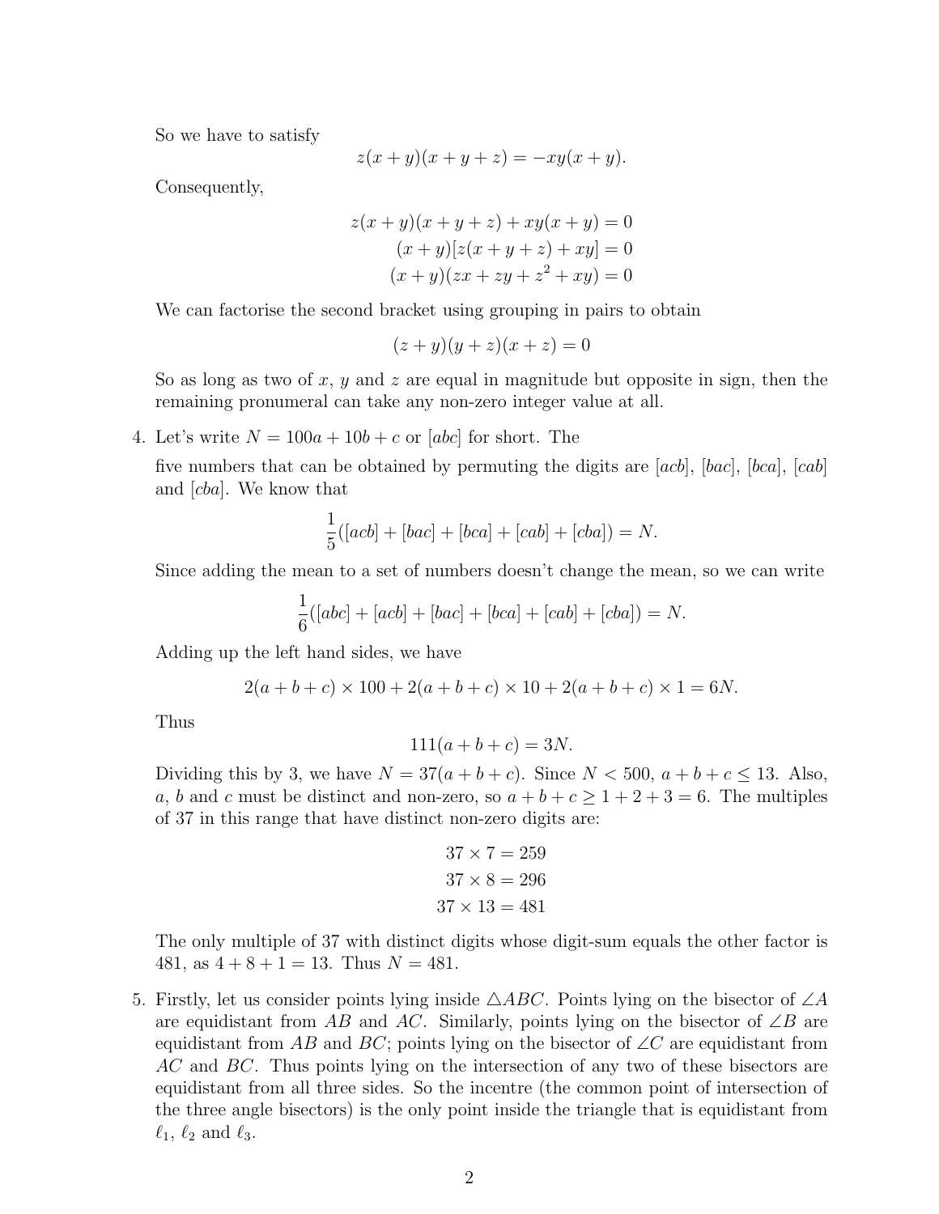So we have to satisfy

$$z(x+y)(x+y+z) = -xy(x+y).$$

Consequently,

$$\begin{aligned}
z(x+y)(x+y+z) + xy(x+y) &= 0 \\
(x+y)[z(x+y+z) + xy] &= 0 \\
(x+y)(zx + zy + z^2 + xy) &= 0
\end{aligned}$$

We can factorise the second bracket using grouping in pairs to obtain

$$(z+y)(y+z)(x+z) = 0$$

So as long as two of $x$, $y$ and $z$ are equal in magnitude but opposite in sign, then the remaining pronumeral can take any non-zero integer value at all.

4. Let's write $N = 100a + 10b + c$ or $[abc]$ for short. The five numbers that can be obtained by permuting the digits are $[acb]$, $[bac]$, $[bca]$, $[cab]$ and $[cba]$. We know that

$$\frac{1}{5}([acb] + [bac] + [bca] + [cab] + [cba]) = N.$$

Since adding the mean to a set of numbers doesn't change the mean, so we can write

$$\frac{1}{6}([abc] + [acb] + [bac] + [bca] + [cab] + [cba]) = N.$$

Adding up the left hand sides, we have

$$2(a+b+c) \times 100 + 2(a+b+c) \times 10 + 2(a+b+c) \times 1 = 6N.$$

Thus

$$111(a+b+c) = 3N.$$

Dividing this by 3, we have $N = 37(a+b+c)$. Since $N < 500$, $a+b+c \leq 13$. Also, $a$, $b$ and $c$ must be distinct and non-zero, so $a+b+c \geq 1+2+3 = 6$. The multiples of 37 in this range that have distinct non-zero digits are:

$$\begin{aligned}
37 \times 7 &= 259 \\
37 \times 8 &= 296 \\
37 \times 13 &= 481
\end{aligned}$$

The only multiple of 37 with distinct digits whose digit-sum equals the other factor is 481, as $4 + 8 + 1 = 13$. Thus $N = 481$.

5. Firstly, let us consider points lying inside $\triangle ABC$. Points lying on the bisector of $\angle A$ are equidistant from $AB$ and $AC$. Similarly, points lying on the bisector of $\angle B$ are equidistant from $AB$ and $BC$; points lying on the bisector of $\angle C$ are equidistant from $AC$ and $BC$. Thus points lying on the intersection of any two of these bisectors are equidistant from all three sides. So the incentre (the common point of intersection of the three angle bisectors) is the only point inside the triangle that is equidistant from $\ell_1$, $\ell_2$ and $\ell_3$.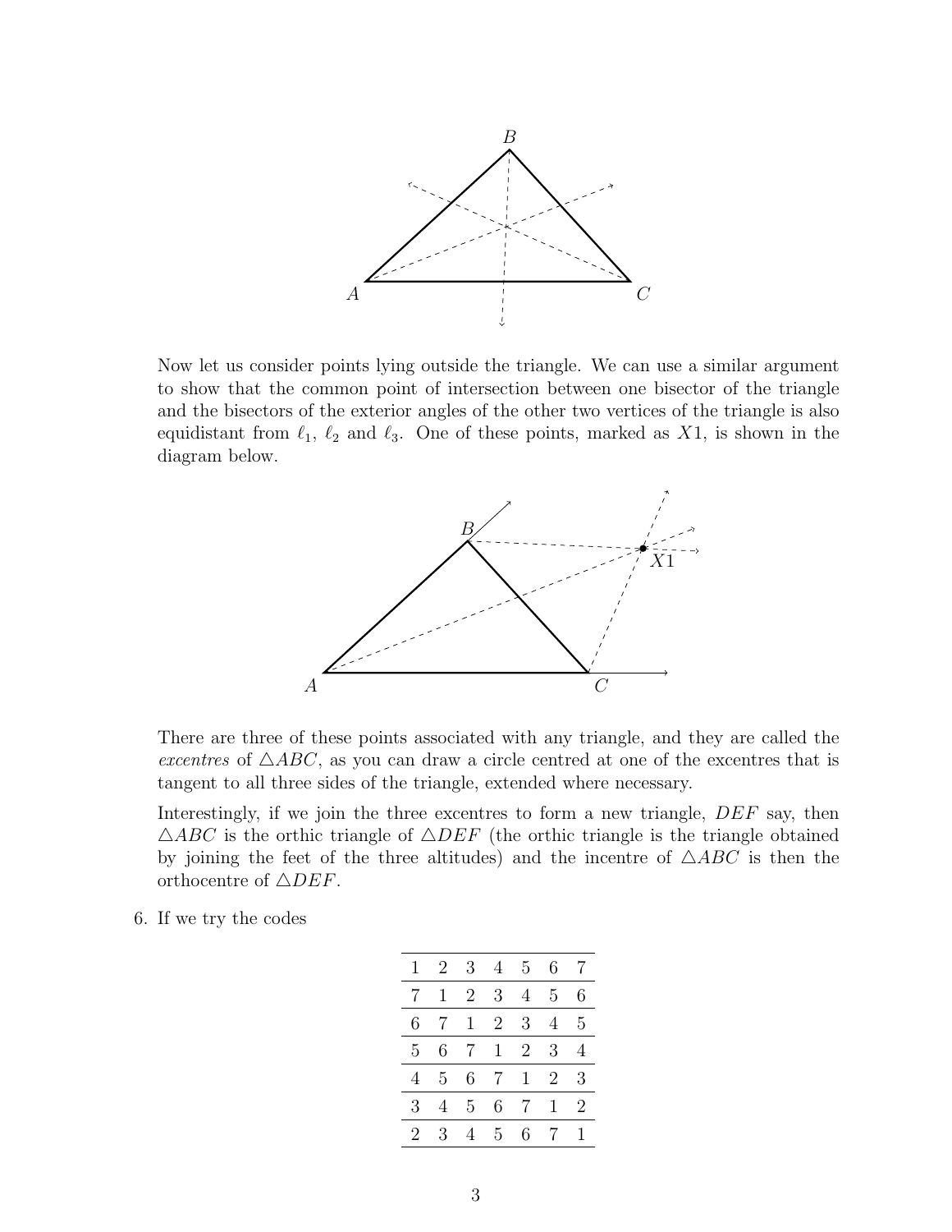Now let us consider points lying outside the triangle. We can use a similar argument to show that the common point of intersection between one bisector of the triangle and the bisectors of the exterior angles of the other two vertices of the triangle is also equidistant from $\ell_1$, $\ell_2$ and $\ell_3$. One of these points, marked as $X1$, is shown in the diagram below.

There are three of these points associated with any triangle, and they are called the *excentres* of $\triangle ABC$, as you can draw a circle centred at one of the excentres that is tangent to all three sides of the triangle, extended where necessary.

Interestingly, if we join the three excentres to form a new triangle, $DEF$ say, then $\triangle ABC$ is the orthic triangle of $\triangle DEF$ (the orthic triangle is the triangle obtained by joining the feet of the three altitudes) and the incentre of $\triangle ABC$ is then the orthocentre of $\triangle DEF$.

6. If we try the codes

| 1 | 2 | 3 | 4 | 5 | 6 | 7 |
|---|---|---|---|---|---|---|
| 7 | 1 | 2 | 3 | 4 | 5 | 6 |
| 6 | 7 | 1 | 2 | 3 | 4 | 5 |
| 5 | 6 | 7 | 1 | 2 | 3 | 4 |
| 4 | 5 | 6 | 7 | 1 | 2 | 3 |
| 3 | 4 | 5 | 6 | 7 | 1 | 2 |
| 2 | 3 | 4 | 5 | 6 | 7 | 1 |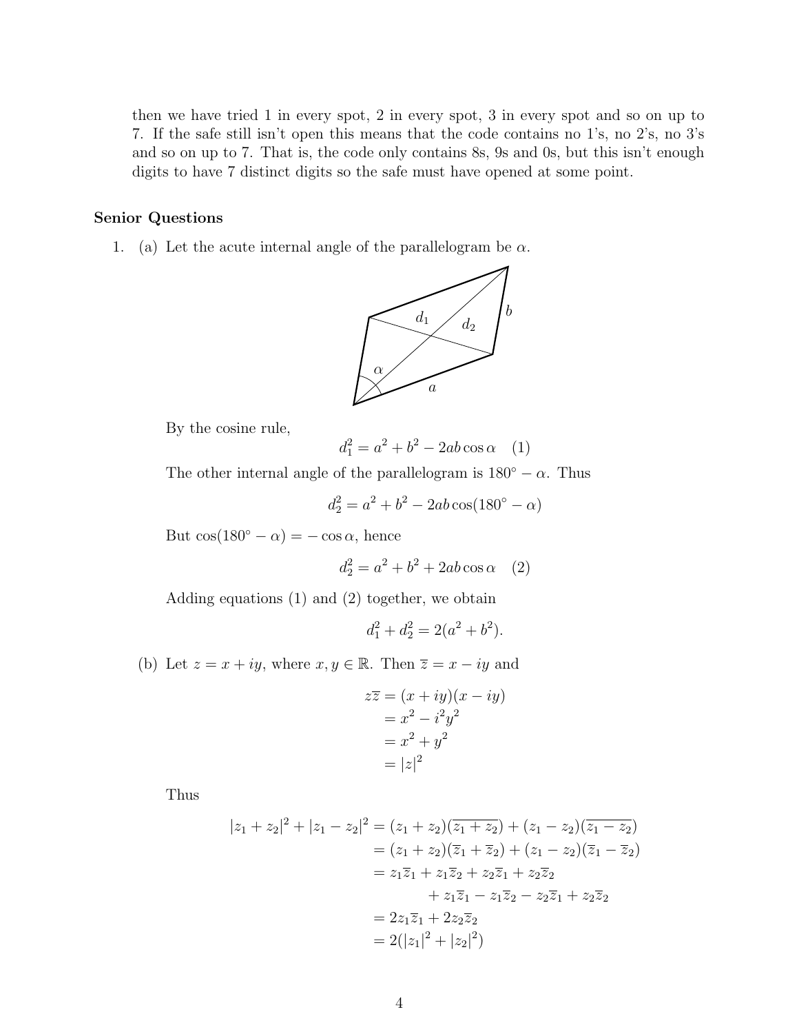then we have tried 1 in every spot, 2 in every spot, 3 in every spot and so on up to 7. If the safe still isn't open this means that the code contains no 1's, no 2's, no 3's and so on up to 7. That is, the code only contains 8s, 9s and 0s, but this isn't enough digits to have 7 distinct digits so the safe must have opened at some point.

**Senior Questions**

1. (a) Let the acute internal angle of the parallelogram be $\alpha$.

   $d_1$ $d_2$ $b$ $\alpha$ $a$

   By the cosine rule,

   $$d_1^2 = a^2 + b^2 - 2ab\cos\alpha \quad (1)$$

   The other internal angle of the parallelogram is $180^\circ - \alpha$. Thus

   $$d_2^2 = a^2 + b^2 - 2ab\cos(180^\circ - \alpha)$$

   But $\cos(180^\circ - \alpha) = -\cos\alpha$, hence

   $$d_2^2 = a^2 + b^2 + 2ab\cos\alpha \quad (2)$$

   Adding equations (1) and (2) together, we obtain

   $$d_1^2 + d_2^2 = 2(a^2 + b^2).$$

   (b) Let $z = x + iy$, where $x, y \in \mathbb{R}$. Then $\overline{z} = x - iy$ and

   $$\begin{aligned} z\overline{z} &= (x+iy)(x-iy) \\ &= x^2 - i^2y^2 \\ &= x^2 + y^2 \\ &= |z|^2 \end{aligned}$$

   Thus

   $$\begin{aligned} |z_1 + z_2|^2 + |z_1 - z_2|^2 &= (z_1 + z_2)(\overline{z_1 + z_2}) + (z_1 - z_2)(\overline{z_1 - z_2}) \\ &= (z_1 + z_2)(\overline{z}_1 + \overline{z}_2) + (z_1 - z_2)(\overline{z}_1 - \overline{z}_2) \\ &= z_1\overline{z}_1 + z_1\overline{z}_2 + z_2\overline{z}_1 + z_2\overline{z}_2 \\ &\qquad + z_1\overline{z}_1 - z_1\overline{z}_2 - z_2\overline{z}_1 + z_2\overline{z}_2 \\ &= 2z_1\overline{z}_1 + 2z_2\overline{z}_2 \\ &= 2(|z_1|^2 + |z_2|^2) \end{aligned}$$